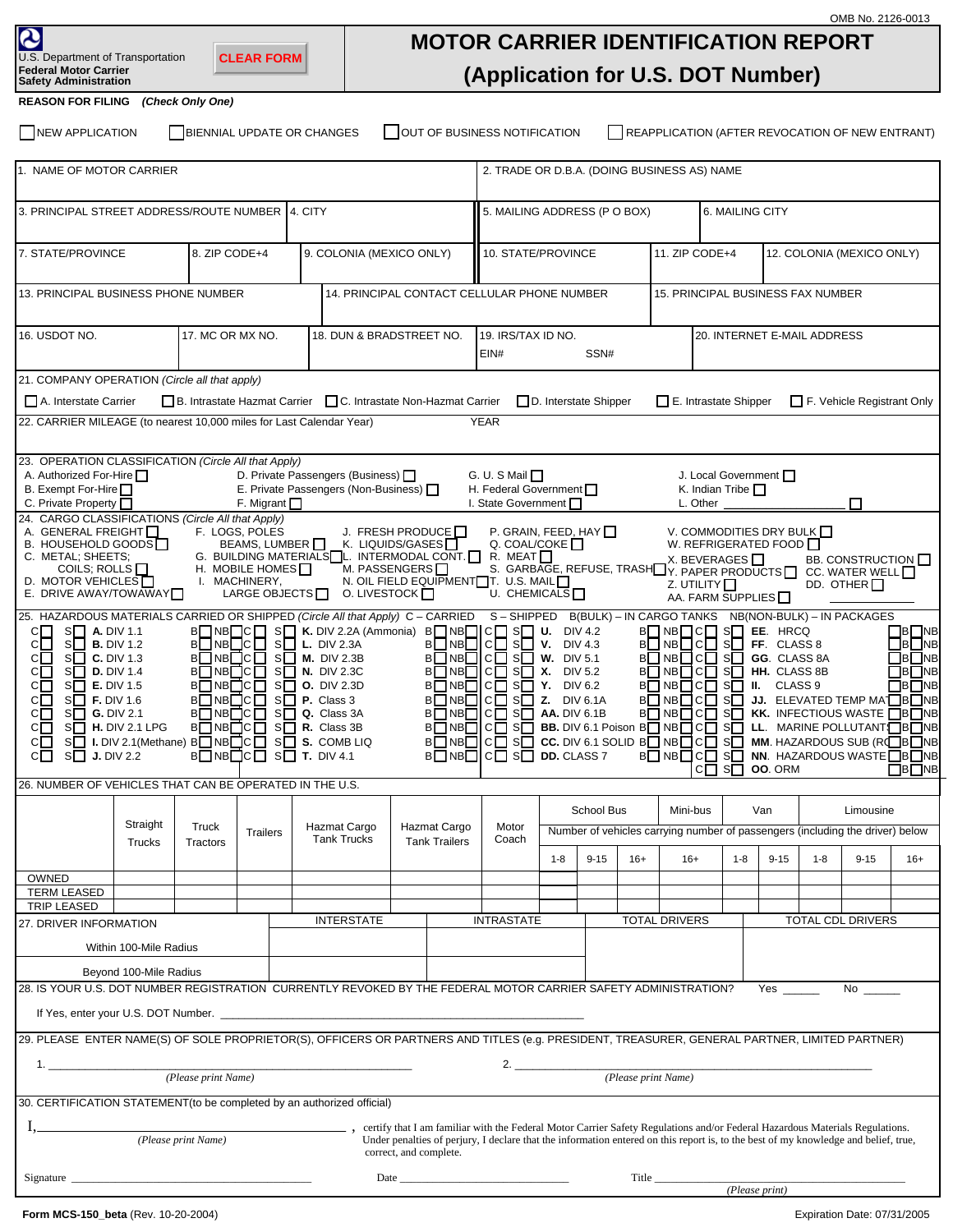OMB No. 2126-0013

U.S. Department of Transportation
**Federal Motor Carrier Safety Administration**

CLEAR FORM

# MOTOR CARRIER IDENTIFICATION REPORT
# (Application for U.S. DOT Number)

**REASON FOR FILING** *(Check Only One)*

☐ NEW APPLICATION ☐ BIENNIAL UPDATE OR CHANGES ☐ OUT OF BUSINESS NOTIFICATION ☐ REAPPLICATION (AFTER REVOCATION OF NEW ENTRANT)

1. NAME OF MOTOR CARRIER
2. TRADE OR D.B.A. (DOING BUSINESS AS) NAME
3. PRINCIPAL STREET ADDRESS/ROUTE NUMBER
4. CITY
5. MAILING ADDRESS (P O BOX)
6. MAILING CITY
7. STATE/PROVINCE
8. ZIP CODE+4
9. COLONIA (MEXICO ONLY)
10. STATE/PROVINCE
11. ZIP CODE+4
12. COLONIA (MEXICO ONLY)
13. PRINCIPAL BUSINESS PHONE NUMBER
14. PRINCIPAL CONTACT CELLULAR PHONE NUMBER
15. PRINCIPAL BUSINESS FAX NUMBER
16. USDOT NO.
17. MC OR MX NO.
18. DUN & BRADSTREET NO.
19. IRS/TAX ID NO. EIN# SSN#
20. INTERNET E-MAIL ADDRESS

21. COMPANY OPERATION *(Circle all that apply)*

☐ A. Interstate Carrier ☐ B. Intrastate Hazmat Carrier ☐ C. Intrastate Non-Hazmat Carrier ☐ D. Interstate Shipper ☐ E. Intrastate Shipper ☐ F. Vehicle Registrant Only

22. CARRIER MILEAGE (to nearest 10,000 miles for Last Calendar Year) YEAR

23. OPERATION CLASSIFICATION *(Circle All that Apply)*

- A. Authorized For-Hire ☐
- B. Exempt For-Hire ☐
- C. Private Property ☐
- D. Private Passengers (Business) ☐
- E. Private Passengers (Non-Business) ☐
- F. Migrant ☐
- G. U. S Mail ☐
- H. Federal Government ☐
- I. State Government ☐
- J. Local Government ☐
- K. Indian Tribe ☐
- L. Other ____________ ☐

24. CARGO CLASSIFICATIONS *(Circle All that Apply)*

- A. GENERAL FREIGHT ☐
- B. HOUSEHOLD GOODS ☐
- C. METAL; SHEETS; COILS; ROLLS ☐
- D. MOTOR VEHICLES ☐
- E. DRIVE AWAY/TOWAWAY ☐
- F. LOGS, POLES BEAMS, LUMBER ☐
- G. BUILDING MATERIALS ☐
- H. MOBILE HOMES ☐
- I. MACHINERY, LARGE OBJECTS ☐
- J. FRESH PRODUCE ☐
- K. LIQUIDS/GASES ☐
- L. INTERMODAL CONT. ☐
- M. PASSENGERS ☐
- N. OIL FIELD EQUIPMENT ☐
- O. LIVESTOCK ☐
- P. GRAIN, FEED, HAY ☐
- Q. COAL/COKE ☐
- R. MEAT ☐
- S. GARBAGE, REFUSE, TRASH ☐
- T. U.S. MAIL ☐
- U. CHEMICALS ☐
- V. COMMODITIES DRY BULK ☐
- W. REFRIGERATED FOOD ☐
- X. BEVERAGES ☐
- Y. PAPER PRODUCTS ☐
- Z. UTILITY ☐
- AA. FARM SUPPLIES ☐
- BB. CONSTRUCTION ☐
- CC. WATER WELL ☐
- DD. OTHER ☐ ____________

25. HAZARDOUS MATERIALS CARRIED OR SHIPPED *(Circle All that Apply)* C – CARRIED S – SHIPPED B(BULK) – IN CARGO TANKS NB(NON-BULK) – IN PACKAGES

| C | S | Material | B | NB |
|---|---|---|---|---|
| ☐ | ☐ | **A.** DIV 1.1 | ☐ | ☐ |
| ☐ | ☐ | **B.** DIV 1.2 | ☐ | ☐ |
| ☐ | ☐ | **C.** DIV 1.3 | ☐ | ☐ |
| ☐ | ☐ | **D.** DIV 1.4 | ☐ | ☐ |
| ☐ | ☐ | **E.** DIV 1.5 | ☐ | ☐ |
| ☐ | ☐ | **F.** DIV 1.6 | ☐ | ☐ |
| ☐ | ☐ | **G.** DIV 2.1 | ☐ | ☐ |
| ☐ | ☐ | **H.** DIV 2.1 LPG | ☐ | ☐ |
| ☐ | ☐ | **I.** DIV 2.1(Methane) | ☐ | ☐ |
| ☐ | ☐ | **J.** DIV 2.2 | ☐ | ☐ |
| ☐ | ☐ | **K.** DIV 2.2A (Ammonia) | ☐ | ☐ |
| ☐ | ☐ | **L.** DIV 2.3A | ☐ | ☐ |
| ☐ | ☐ | **M.** DIV 2.3B | ☐ | ☐ |
| ☐ | ☐ | **N.** DIV 2.3C | ☐ | ☐ |
| ☐ | ☐ | **O.** DIV 2.3D | ☐ | ☐ |
| ☐ | ☐ | **P.** Class 3 | ☐ | ☐ |
| ☐ | ☐ | **Q.** Class 3A | ☐ | ☐ |
| ☐ | ☐ | **R.** Class 3B | ☐ | ☐ |
| ☐ | ☐ | **S.** COMB LIQ | ☐ | ☐ |
| ☐ | ☐ | **T.** DIV 4.1 | ☐ | ☐ |
| ☐ | ☐ | **U.** DIV 4.2 | ☐ | ☐ |
| ☐ | ☐ | **V.** DIV 4.3 | ☐ | ☐ |
| ☐ | ☐ | **W.** DIV 5.1 | ☐ | ☐ |
| ☐ | ☐ | **X.** DIV 5.2 | ☐ | ☐ |
| ☐ | ☐ | **Y.** DIV 6.2 | ☐ | ☐ |
| ☐ | ☐ | **Z.** DIV 6.1A | ☐ | ☐ |
| ☐ | ☐ | **AA.** DIV 6.1B | ☐ | ☐ |
| ☐ | ☐ | **BB.** DIV 6.1 Poison | ☐ | ☐ |
| ☐ | ☐ | **CC.** DIV 6.1 SOLID | ☐ | ☐ |
| ☐ | ☐ | **DD.** CLASS 7 | ☐ | ☐ |
| ☐ | ☐ | **EE.** HRCQ | ☐ | ☐ |
| ☐ | ☐ | **FF.** CLASS 8 | ☐ | ☐ |
| ☐ | ☐ | **GG.** CLASS 8A | ☐ | ☐ |
| ☐ | ☐ | **HH.** CLASS 8B | ☐ | ☐ |
| ☐ | ☐ | **II.** CLASS 9 | ☐ | ☐ |
| ☐ | ☐ | **JJ.** ELEVATED TEMP MAT | ☐ | ☐ |
| ☐ | ☐ | **KK.** INFECTIOUS WASTE | ☐ | ☐ |
| ☐ | ☐ | **LL.** MARINE POLLUTANTS | ☐ | ☐ |
| ☐ | ☐ | **MM.** HAZARDOUS SUB (RQ) | ☐ | ☐ |
| ☐ | ☐ | **NN.** HAZARDOUS WASTE | ☐ | ☐ |
| ☐ | ☐ | **OO.** ORM | ☐ | ☐ |

26. NUMBER OF VEHICLES THAT CAN BE OPERATED IN THE U.S.

| | Straight Trucks | Truck Tractors | Trailers | Hazmat Cargo Tank Trucks | Hazmat Cargo Tank Trailers | Motor Coach | School Bus | | | Mini-bus | Van | | | Limousine | | |
|---|---|---|---|---|---|---|---|---|---|---|---|---|---|---|---|---|
| | | | | | | | Number of vehicles carrying number of passengers (including the driver) below | | | | | | | | | |
| | | | | | | | 1-8 | 9-15 | 16+ | 16+ | 1-8 | 9-15 | 16+ | 1-8 | 9-15 | 16+ |
| OWNED | | | | | | | | | | | | | | | | |
| TERM LEASED | | | | | | | | | | | | | | | | |
| TRIP LEASED | | | | | | | | | | | | | | | | |

| 27. DRIVER INFORMATION | INTERSTATE | INTRASTATE | TOTAL DRIVERS | TOTAL CDL DRIVERS |
|---|---|---|---|---|
| Within 100-Mile Radius | | | | |
| Beyond 100-Mile Radius | | | | |

28. IS YOUR U.S. DOT NUMBER REGISTRATION CURRENTLY REVOKED BY THE FEDERAL MOTOR CARRIER SAFETY ADMINISTRATION? Yes _____ No _____

If Yes, enter your U.S. DOT Number. ____________________

29. PLEASE ENTER NAME(S) OF SOLE PROPRIETOR(S), OFFICERS OR PARTNERS AND TITLES (e.g. PRESIDENT, TREASURER, GENERAL PARTNER, LIMITED PARTNER)

1. ____________________ *(Please print Name)*
2. ____________________ *(Please print Name)*

30. CERTIFICATION STATEMENT(to be completed by an authorized official)

I, ____________________ *(Please print Name)*, certify that I am familiar with the Federal Motor Carrier Safety Regulations and/or Federal Hazardous Materials Regulations. Under penalties of perjury, I declare that the information entered on this report is, to the best of my knowledge and belief, true, correct, and complete.

Signature ____________________ Date ____________________ Title ____________________ *(Please print)*

**Form MCS-150_beta** (Rev. 10-20-2004) Expiration Date: 07/31/2005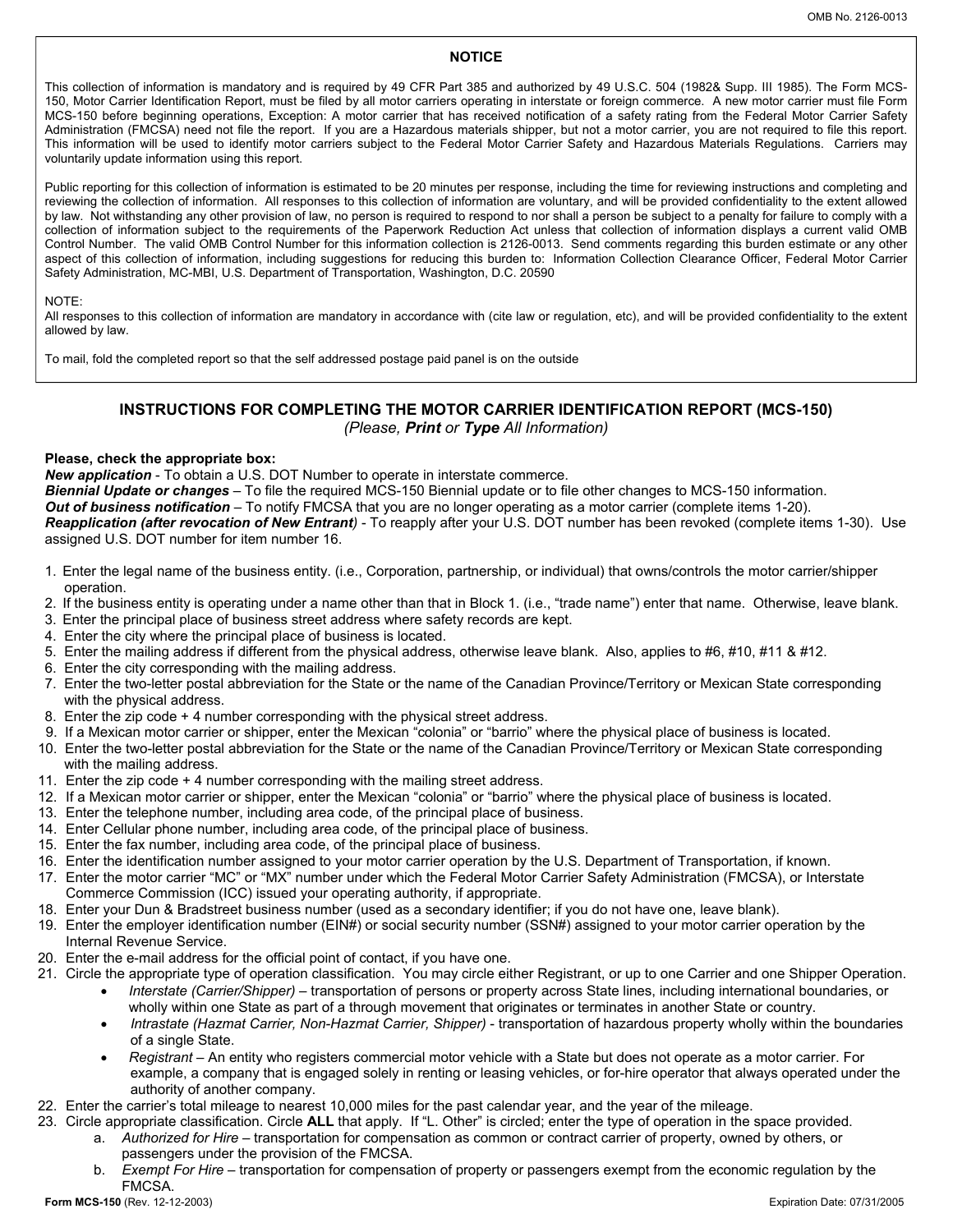## NOTICE

This collection of information is mandatory and is required by 49 CFR Part 385 and authorized by 49 U.S.C. 504 (1982& Supp. III 1985). The Form MCS-150, Motor Carrier Identification Report, must be filed by all motor carriers operating in interstate or foreign commerce. A new motor carrier must file Form MCS-150 before beginning operations, Exception: A motor carrier that has received notification of a safety rating from the Federal Motor Carrier Safety Administration (FMCSA) need not file the report. If you are a Hazardous materials shipper, but not a motor carrier, you are not required to file this report. This information will be used to identify motor carriers subject to the Federal Motor Carrier Safety and Hazardous Materials Regulations. Carriers may voluntarily update information using this report.

Public reporting for this collection of information is estimated to be 20 minutes per response, including the time for reviewing instructions and completing and reviewing the collection of information. All responses to this collection of information are voluntary, and will be provided confidentiality to the extent allowed by law. Not withstanding any other provision of law, no person is required to respond to nor shall a person be subject to a penalty for failure to comply with a collection of information subject to the requirements of the Paperwork Reduction Act unless that collection of information displays a current valid OMB Control Number. The valid OMB Control Number for this information collection is 2126-0013. Send comments regarding this burden estimate or any other aspect of this collection of information, including suggestions for reducing this burden to: Information Collection Clearance Officer, Federal Motor Carrier Safety Administration, MC-MBI, U.S. Department of Transportation, Washington, D.C. 20590

NOTE:
All responses to this collection of information are mandatory in accordance with (cite law or regulation, etc), and will be provided confidentiality to the extent allowed by law.

To mail, fold the completed report so that the self addressed postage paid panel is on the outside

## INSTRUCTIONS FOR COMPLETING THE MOTOR CARRIER IDENTIFICATION REPORT (MCS-150)

*(Please, **Print** or **Type** All Information)*

**Please, check the appropriate box:**
***New application*** - To obtain a U.S. DOT Number to operate in interstate commerce.
***Biennial Update or changes*** – To file the required MCS-150 Biennial update or to file other changes to MCS-150 information.
***Out of business notification*** – To notify FMCSA that you are no longer operating as a motor carrier (complete items 1-20).
***Reapplication (after revocation of New Entrant)*** - To reapply after your U.S. DOT number has been revoked (complete items 1-30). Use assigned U.S. DOT number for item number 16.

1. Enter the legal name of the business entity. (i.e., Corporation, partnership, or individual) that owns/controls the motor carrier/shipper operation.
2. If the business entity is operating under a name other than that in Block 1. (i.e., "trade name") enter that name. Otherwise, leave blank.
3. Enter the principal place of business street address where safety records are kept.
4. Enter the city where the principal place of business is located.
5. Enter the mailing address if different from the physical address, otherwise leave blank. Also, applies to #6, #10, #11 & #12.
6. Enter the city corresponding with the mailing address.
7. Enter the two-letter postal abbreviation for the State or the name of the Canadian Province/Territory or Mexican State corresponding with the physical address.
8. Enter the zip code + 4 number corresponding with the physical street address.
9. If a Mexican motor carrier or shipper, enter the Mexican "colonia" or "barrio" where the physical place of business is located.
10. Enter the two-letter postal abbreviation for the State or the name of the Canadian Province/Territory or Mexican State corresponding with the mailing address.
11. Enter the zip code + 4 number corresponding with the mailing street address.
12. If a Mexican motor carrier or shipper, enter the Mexican "colonia" or "barrio" where the physical place of business is located.
13. Enter the telephone number, including area code, of the principal place of business.
14. Enter Cellular phone number, including area code, of the principal place of business.
15. Enter the fax number, including area code, of the principal place of business.
16. Enter the identification number assigned to your motor carrier operation by the U.S. Department of Transportation, if known.
17. Enter the motor carrier "MC" or "MX" number under which the Federal Motor Carrier Safety Administration (FMCSA), or Interstate Commerce Commission (ICC) issued your operating authority, if appropriate.
18. Enter your Dun & Bradstreet business number (used as a secondary identifier; if you do not have one, leave blank).
19. Enter the employer identification number (EIN#) or social security number (SSN#) assigned to your motor carrier operation by the Internal Revenue Service.
20. Enter the e-mail address for the official point of contact, if you have one.
21. Circle the appropriate type of operation classification. You may circle either Registrant, or up to one Carrier and one Shipper Operation.
    - *Interstate (Carrier/Shipper)* – transportation of persons or property across State lines, including international boundaries, or wholly within one State as part of a through movement that originates or terminates in another State or country.
    - *Intrastate (Hazmat Carrier, Non-Hazmat Carrier, Shipper)* - transportation of hazardous property wholly within the boundaries of a single State.
    - *Registrant* – An entity who registers commercial motor vehicle with a State but does not operate as a motor carrier. For example, a company that is engaged solely in renting or leasing vehicles, or for-hire operator that always operated under the authority of another company.
22. Enter the carrier's total mileage to nearest 10,000 miles for the past calendar year, and the year of the mileage.
23. Circle appropriate classification. Circle **ALL** that apply. If "L. Other" is circled; enter the type of operation in the space provided.
    a. *Authorized for Hire* – transportation for compensation as common or contract carrier of property, owned by others, or passengers under the provision of the FMCSA.
    b. *Exempt For Hire* – transportation for compensation of property or passengers exempt from the economic regulation by the FMCSA.

Form MCS-150 (Rev. 12-12-2003) Expiration Date: 07/31/2005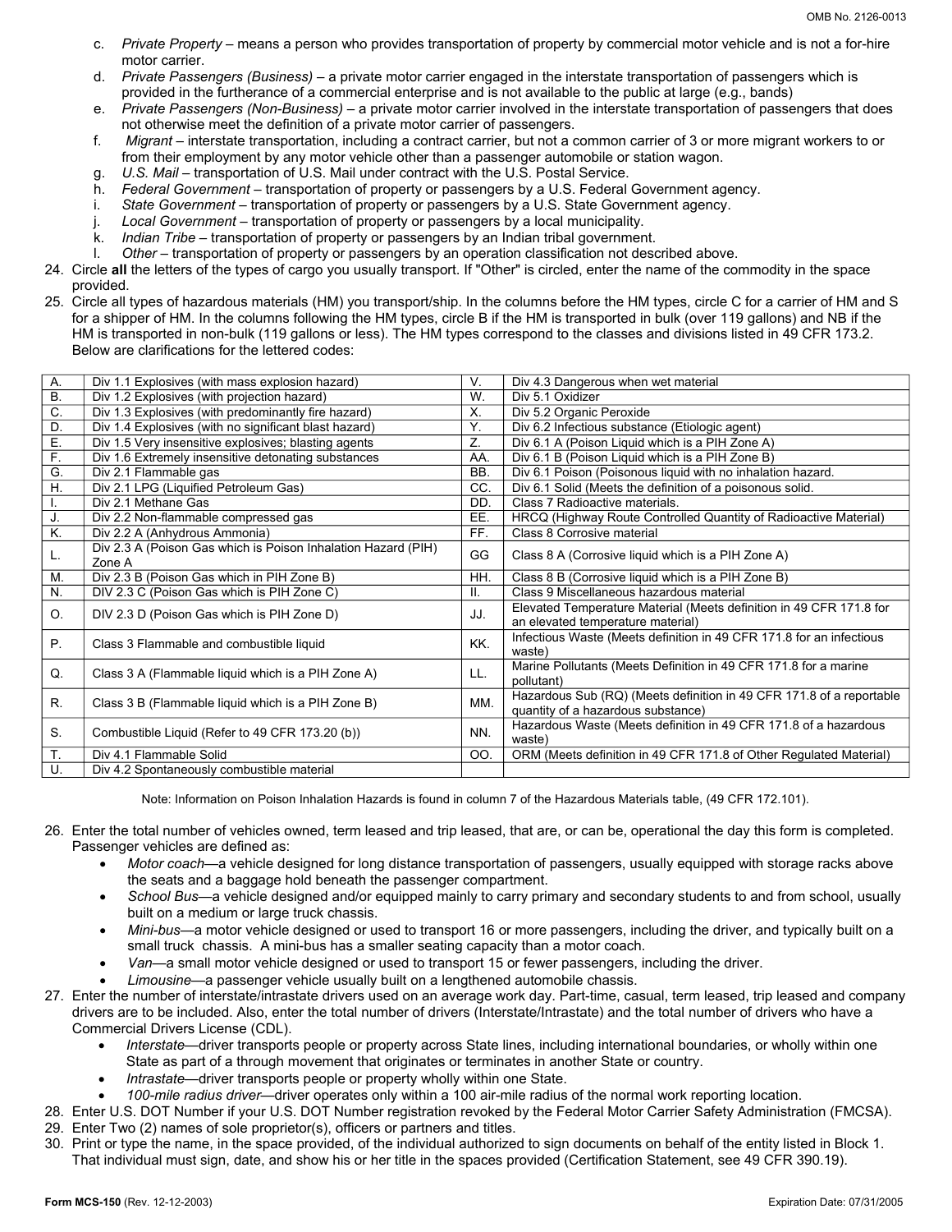c. *Private Property* – means a person who provides transportation of property by commercial motor vehicle and is not a for-hire motor carrier.

d. *Private Passengers (Business)* – a private motor carrier engaged in the interstate transportation of passengers which is provided in the furtherance of a commercial enterprise and is not available to the public at large (e.g., bands)

e. *Private Passengers (Non-Business)* – a private motor carrier involved in the interstate transportation of passengers that does not otherwise meet the definition of a private motor carrier of passengers.

f. *Migrant* – interstate transportation, including a contract carrier, but not a common carrier of 3 or more migrant workers to or from their employment by any motor vehicle other than a passenger automobile or station wagon.

g. *U.S. Mail* – transportation of U.S. Mail under contract with the U.S. Postal Service.

h. *Federal Government* – transportation of property or passengers by a U.S. Federal Government agency.

i. *State Government* – transportation of property or passengers by a U.S. State Government agency.

j. *Local Government* – transportation of property or passengers by a local municipality.

k. *Indian Tribe* – transportation of property or passengers by an Indian tribal government.

l. *Other* – transportation of property or passengers by an operation classification not described above.

24. Circle **all** the letters of the types of cargo you usually transport. If "Other" is circled, enter the name of the commodity in the space provided.

25. Circle all types of hazardous materials (HM) you transport/ship. In the columns before the HM types, circle C for a carrier of HM and S for a shipper of HM. In the columns following the HM types, circle B if the HM is transported in bulk (over 119 gallons) and NB if the HM is transported in non-bulk (119 gallons or less). The HM types correspond to the classes and divisions listed in 49 CFR 173.2. Below are clarifications for the lettered codes:

| | | | |
|---|---|---|---|
| A. | Div 1.1 Explosives (with mass explosion hazard) | V. | Div 4.3 Dangerous when wet material |
| B. | Div 1.2 Explosives (with projection hazard) | W. | Div 5.1 Oxidizer |
| C. | Div 1.3 Explosives (with predominantly fire hazard) | X. | Div 5.2 Organic Peroxide |
| D. | Div 1.4 Explosives (with no significant blast hazard) | Y. | Div 6.2 Infectious substance (Etiologic agent) |
| E. | Div 1.5 Very insensitive explosives; blasting agents | Z. | Div 6.1 A (Poison Liquid which is a PIH Zone A) |
| F. | Div 1.6 Extremely insensitive detonating substances | AA. | Div 6.1 B (Poison Liquid which is a PIH Zone B) |
| G. | Div 2.1 Flammable gas | BB. | Div 6.1 Poison (Poisonous liquid with no inhalation hazard. |
| H. | Div 2.1 LPG (Liquified Petroleum Gas) | CC. | Div 6.1 Solid (Meets the definition of a poisonous solid. |
| I. | Div 2.1 Methane Gas | DD. | Class 7 Radioactive materials. |
| J. | Div 2.2 Non-flammable compressed gas | EE. | HRCQ (Highway Route Controlled Quantity of Radioactive Material) |
| K. | Div 2.2 A (Anhydrous Ammonia) | FF. | Class 8 Corrosive material |
| L. | Div 2.3 A (Poison Gas which is Poison Inhalation Hazard (PIH) Zone A | GG | Class 8 A (Corrosive liquid which is a PIH Zone A) |
| M. | Div 2.3 B (Poison Gas which in PIH Zone B) | HH. | Class 8 B (Corrosive liquid which is a PIH Zone B) |
| N. | DIV 2.3 C (Poison Gas which is PIH Zone C) | II. | Class 9 Miscellaneous hazardous material |
| O. | DIV 2.3 D (Poison Gas which is PIH Zone D) | JJ. | Elevated Temperature Material (Meets definition in 49 CFR 171.8 for an elevated temperature material) |
| P. | Class 3 Flammable and combustible liquid | KK. | Infectious Waste (Meets definition in 49 CFR 171.8 for an infectious waste) |
| Q. | Class 3 A (Flammable liquid which is a PIH Zone A) | LL. | Marine Pollutants (Meets Definition in 49 CFR 171.8 for a marine pollutant) |
| R. | Class 3 B (Flammable liquid which is a PIH Zone B) | MM. | Hazardous Sub (RQ) (Meets definition in 49 CFR 171.8 of a reportable quantity of a hazardous substance) |
| S. | Combustible Liquid (Refer to 49 CFR 173.20 (b)) | NN. | Hazardous Waste (Meets definition in 49 CFR 171.8 of a hazardous waste) |
| T. | Div 4.1 Flammable Solid | OO. | ORM (Meets definition in 49 CFR 171.8 of Other Regulated Material) |
| U. | Div 4.2 Spontaneously combustible material | | |

Note: Information on Poison Inhalation Hazards is found in column 7 of the Hazardous Materials table, (49 CFR 172.101).

26. Enter the total number of vehicles owned, term leased and trip leased, that are, or can be, operational the day this form is completed. Passenger vehicles are defined as:
    - *Motor coach*—a vehicle designed for long distance transportation of passengers, usually equipped with storage racks above the seats and a baggage hold beneath the passenger compartment.
    - *School Bus*—a vehicle designed and/or equipped mainly to carry primary and secondary students to and from school, usually built on a medium or large truck chassis.
    - *Mini-bus*—a motor vehicle designed or used to transport 16 or more passengers, including the driver, and typically built on a small truck chassis. A mini-bus has a smaller seating capacity than a motor coach.
    - *Van*—a small motor vehicle designed or used to transport 15 or fewer passengers, including the driver.
    - *Limousine*—a passenger vehicle usually built on a lengthened automobile chassis.

27. Enter the number of interstate/intrastate drivers used on an average work day. Part-time, casual, term leased, trip leased and company drivers are to be included. Also, enter the total number of drivers (Interstate/Intrastate) and the total number of drivers who have a Commercial Drivers License (CDL).
    - *Interstate*—driver transports people or property across State lines, including international boundaries, or wholly within one State as part of a through movement that originates or terminates in another State or country.
    - *Intrastate*—driver transports people or property wholly within one State.
    - *100-mile radius driver*—driver operates only within a 100 air-mile radius of the normal work reporting location.

28. Enter U.S. DOT Number if your U.S. DOT Number registration revoked by the Federal Motor Carrier Safety Administration (FMCSA).

29. Enter Two (2) names of sole proprietor(s), officers or partners and titles.

30. Print or type the name, in the space provided, of the individual authorized to sign documents on behalf of the entity listed in Block 1. That individual must sign, date, and show his or her title in the spaces provided (Certification Statement, see 49 CFR 390.19).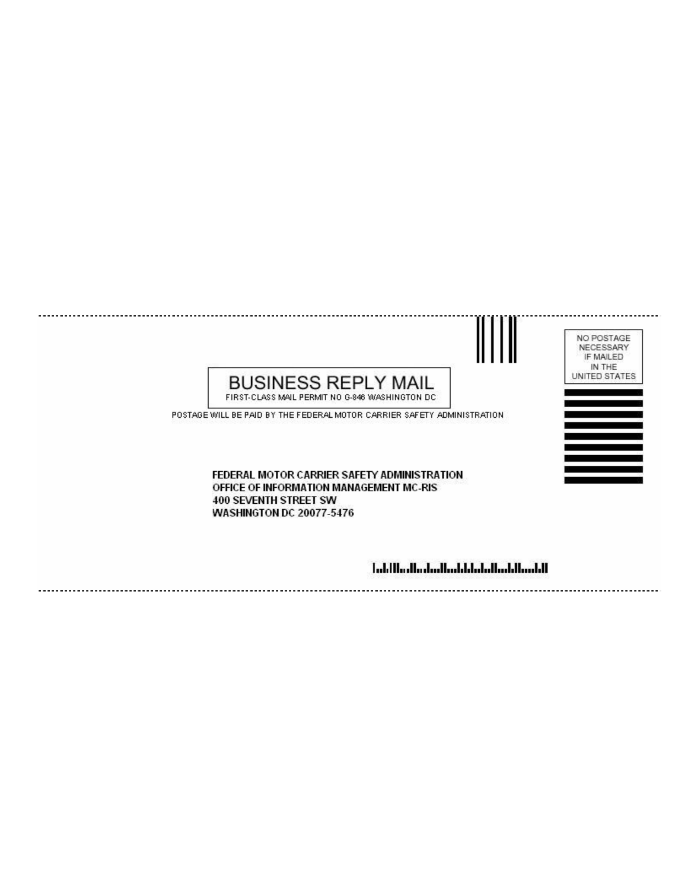NO POSTAGE
NECESSARY
IF MAILED
IN THE
UNITED STATES

# BUSINESS REPLY MAIL

FIRST-CLASS MAIL PERMIT NO G-846 WASHINGTON DC

POSTAGE WILL BE PAID BY THE FEDERAL MOTOR CARRIER SAFETY ADMINISTRATION

**FEDERAL MOTOR CARRIER SAFETY ADMINISTRATION**
**OFFICE OF INFORMATION MANAGEMENT MC-RIS**
**400 SEVENTH STREET SW**
**WASHINGTON DC 20077-5476**